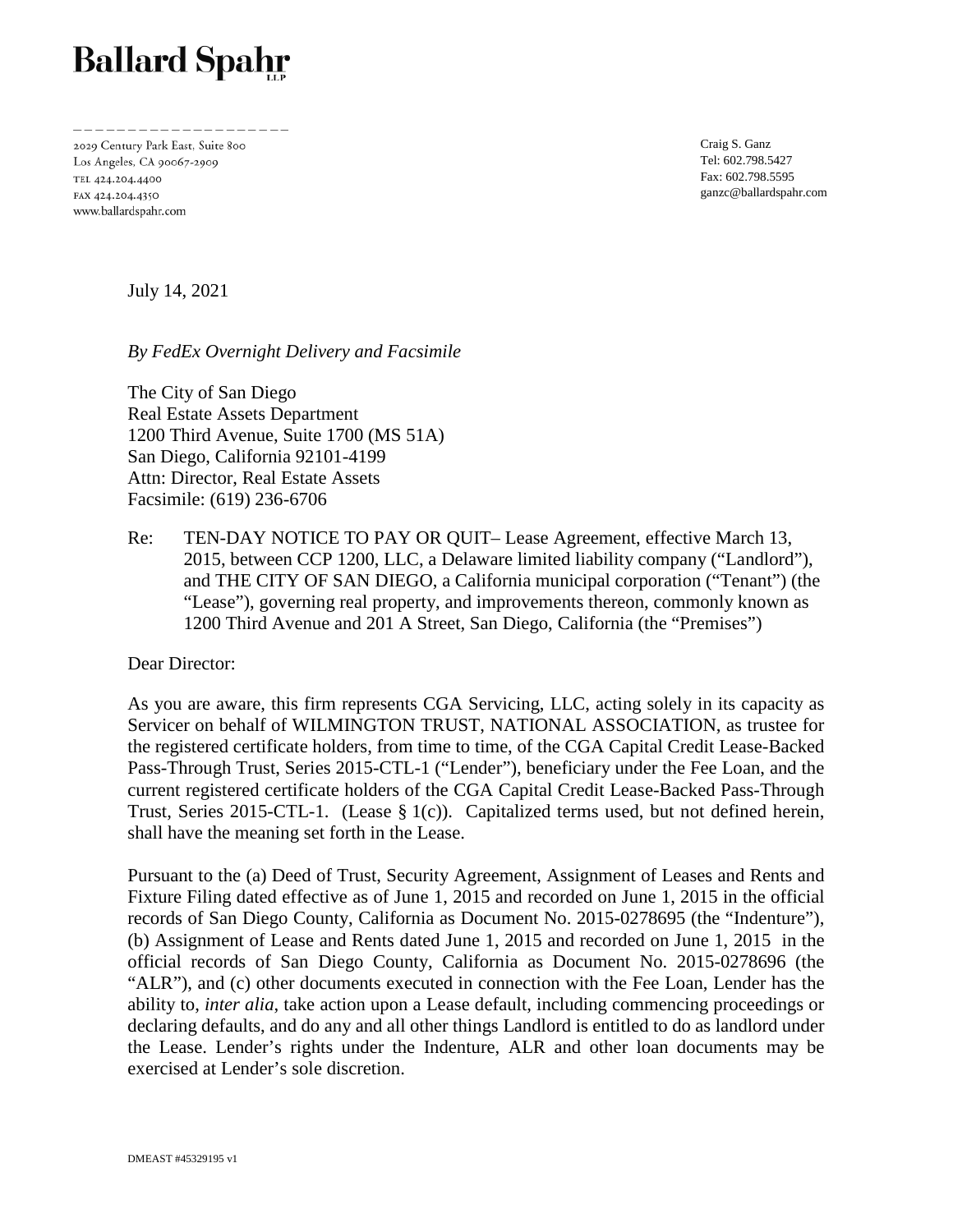**Ballard Spahr** LLP

2029 Century Park East, Suite 800
Los Angeles, CA 90067-2909
TEL 424.204.4400
FAX 424.204.4350
www.ballardspahr.com

Craig S. Ganz
Tel: 602.798.5427
Fax: 602.798.5595
ganzc@ballardspahr.com

July 14, 2021

*By FedEx Overnight Delivery and Facsimile*

The City of San Diego
Real Estate Assets Department
1200 Third Avenue, Suite 1700 (MS 51A)
San Diego, California 92101-4199
Attn: Director, Real Estate Assets
Facsimile: (619) 236-6706

Re: TEN-DAY NOTICE TO PAY OR QUIT– Lease Agreement, effective March 13, 2015, between CCP 1200, LLC, a Delaware limited liability company ("Landlord"), and THE CITY OF SAN DIEGO, a California municipal corporation ("Tenant") (the "Lease"), governing real property, and improvements thereon, commonly known as 1200 Third Avenue and 201 A Street, San Diego, California (the "Premises")

Dear Director:

As you are aware, this firm represents CGA Servicing, LLC, acting solely in its capacity as Servicer on behalf of WILMINGTON TRUST, NATIONAL ASSOCIATION, as trustee for the registered certificate holders, from time to time, of the CGA Capital Credit Lease-Backed Pass-Through Trust, Series 2015-CTL-1 ("Lender"), beneficiary under the Fee Loan, and the current registered certificate holders of the CGA Capital Credit Lease-Backed Pass-Through Trust, Series 2015-CTL-1. (Lease § 1(c)). Capitalized terms used, but not defined herein, shall have the meaning set forth in the Lease.

Pursuant to the (a) Deed of Trust, Security Agreement, Assignment of Leases and Rents and Fixture Filing dated effective as of June 1, 2015 and recorded on June 1, 2015 in the official records of San Diego County, California as Document No. 2015-0278695 (the "Indenture"), (b) Assignment of Lease and Rents dated June 1, 2015 and recorded on June 1, 2015 in the official records of San Diego County, California as Document No. 2015-0278696 (the "ALR"), and (c) other documents executed in connection with the Fee Loan, Lender has the ability to, *inter alia*, take action upon a Lease default, including commencing proceedings or declaring defaults, and do any and all other things Landlord is entitled to do as landlord under the Lease. Lender's rights under the Indenture, ALR and other loan documents may be exercised at Lender's sole discretion.

DMEAST #45329195 v1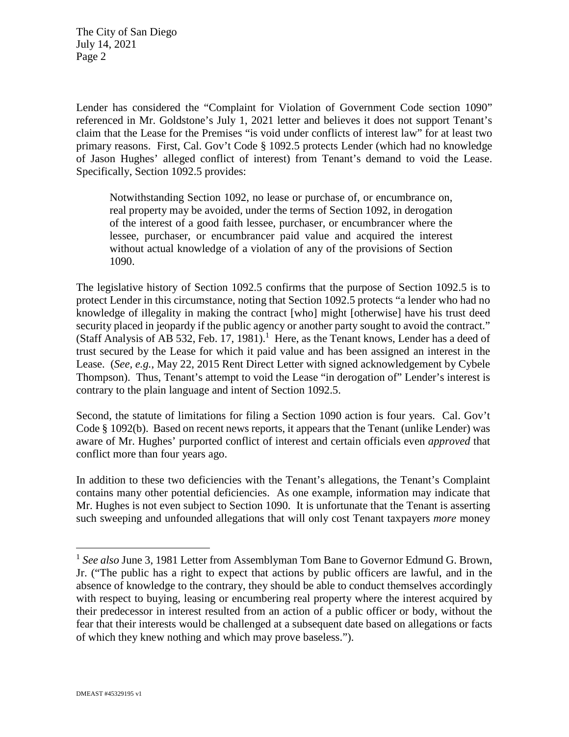Lender has considered the "Complaint for Violation of Government Code section 1090" referenced in Mr. Goldstone's July 1, 2021 letter and believes it does not support Tenant's claim that the Lease for the Premises "is void under conflicts of interest law" for at least two primary reasons. First, Cal. Gov't Code § 1092.5 protects Lender (which had no knowledge of Jason Hughes' alleged conflict of interest) from Tenant's demand to void the Lease. Specifically, Section 1092.5 provides:

> Notwithstanding Section 1092, no lease or purchase of, or encumbrance on, real property may be avoided, under the terms of Section 1092, in derogation of the interest of a good faith lessee, purchaser, or encumbrancer where the lessee, purchaser, or encumbrancer paid value and acquired the interest without actual knowledge of a violation of any of the provisions of Section 1090.

The legislative history of Section 1092.5 confirms that the purpose of Section 1092.5 is to protect Lender in this circumstance, noting that Section 1092.5 protects "a lender who had no knowledge of illegality in making the contract [who] might [otherwise] have his trust deed security placed in jeopardy if the public agency or another party sought to avoid the contract." (Staff Analysis of AB 532, Feb. 17, 1981).[1] Here, as the Tenant knows, Lender has a deed of trust secured by the Lease for which it paid value and has been assigned an interest in the Lease. (*See, e.g.*, May 22, 2015 Rent Direct Letter with signed acknowledgement by Cybele Thompson). Thus, Tenant's attempt to void the Lease "in derogation of" Lender's interest is contrary to the plain language and intent of Section 1092.5.

Second, the statute of limitations for filing a Section 1090 action is four years. Cal. Gov't Code § 1092(b). Based on recent news reports, it appears that the Tenant (unlike Lender) was aware of Mr. Hughes' purported conflict of interest and certain officials even *approved* that conflict more than four years ago.

In addition to these two deficiencies with the Tenant's allegations, the Tenant's Complaint contains many other potential deficiencies. As one example, information may indicate that Mr. Hughes is not even subject to Section 1090. It is unfortunate that the Tenant is asserting such sweeping and unfounded allegations that will only cost Tenant taxpayers *more* money

---

[1] *See also* June 3, 1981 Letter from Assemblyman Tom Bane to Governor Edmund G. Brown, Jr. ("The public has a right to expect that actions by public officers are lawful, and in the absence of knowledge to the contrary, they should be able to conduct themselves accordingly with respect to buying, leasing or encumbering real property where the interest acquired by their predecessor in interest resulted from an action of a public officer or body, without the fear that their interests would be challenged at a subsequent date based on allegations or facts of which they knew nothing and which may prove baseless.").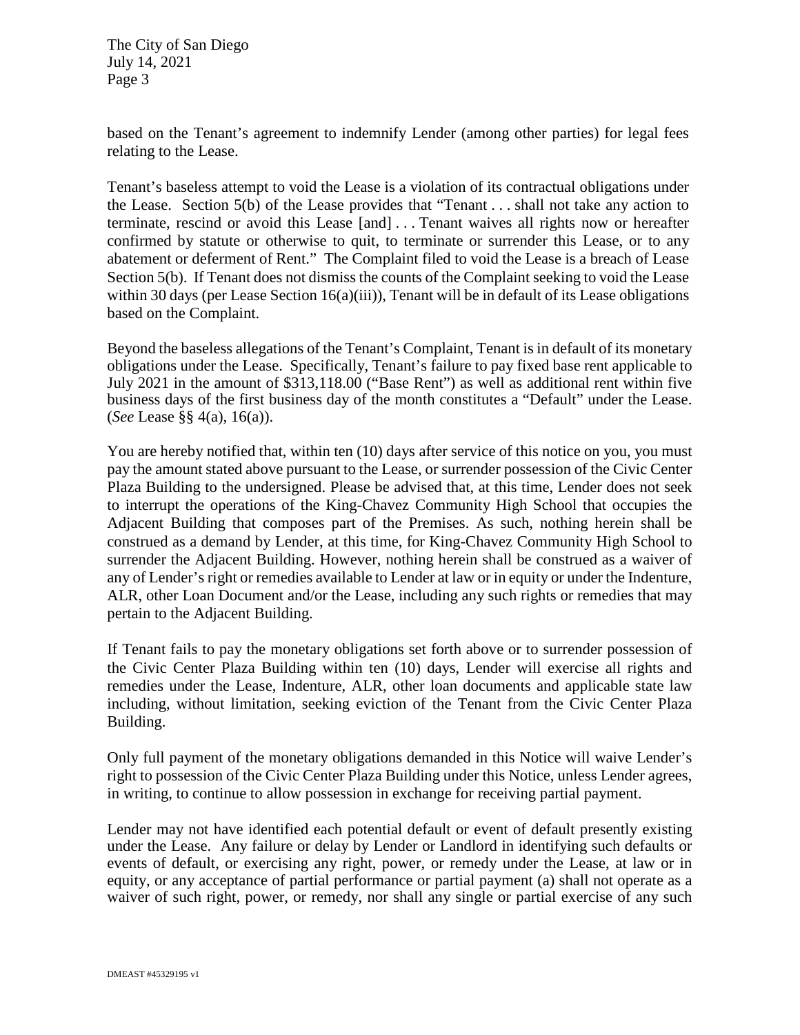based on the Tenant's agreement to indemnify Lender (among other parties) for legal fees relating to the Lease.

Tenant's baseless attempt to void the Lease is a violation of its contractual obligations under the Lease. Section 5(b) of the Lease provides that "Tenant . . . shall not take any action to terminate, rescind or avoid this Lease [and] . . . Tenant waives all rights now or hereafter confirmed by statute or otherwise to quit, to terminate or surrender this Lease, or to any abatement or deferment of Rent." The Complaint filed to void the Lease is a breach of Lease Section 5(b). If Tenant does not dismiss the counts of the Complaint seeking to void the Lease within 30 days (per Lease Section 16(a)(iii)), Tenant will be in default of its Lease obligations based on the Complaint.

Beyond the baseless allegations of the Tenant's Complaint, Tenant is in default of its monetary obligations under the Lease. Specifically, Tenant's failure to pay fixed base rent applicable to July 2021 in the amount of $313,118.00 ("Base Rent") as well as additional rent within five business days of the first business day of the month constitutes a "Default" under the Lease. (*See* Lease §§ 4(a), 16(a)).

You are hereby notified that, within ten (10) days after service of this notice on you, you must pay the amount stated above pursuant to the Lease, or surrender possession of the Civic Center Plaza Building to the undersigned. Please be advised that, at this time, Lender does not seek to interrupt the operations of the King-Chavez Community High School that occupies the Adjacent Building that composes part of the Premises. As such, nothing herein shall be construed as a demand by Lender, at this time, for King-Chavez Community High School to surrender the Adjacent Building. However, nothing herein shall be construed as a waiver of any of Lender's right or remedies available to Lender at law or in equity or under the Indenture, ALR, other Loan Document and/or the Lease, including any such rights or remedies that may pertain to the Adjacent Building.

If Tenant fails to pay the monetary obligations set forth above or to surrender possession of the Civic Center Plaza Building within ten (10) days, Lender will exercise all rights and remedies under the Lease, Indenture, ALR, other loan documents and applicable state law including, without limitation, seeking eviction of the Tenant from the Civic Center Plaza Building.

Only full payment of the monetary obligations demanded in this Notice will waive Lender's right to possession of the Civic Center Plaza Building under this Notice, unless Lender agrees, in writing, to continue to allow possession in exchange for receiving partial payment.

Lender may not have identified each potential default or event of default presently existing under the Lease. Any failure or delay by Lender or Landlord in identifying such defaults or events of default, or exercising any right, power, or remedy under the Lease, at law or in equity, or any acceptance of partial performance or partial payment (a) shall not operate as a waiver of such right, power, or remedy, nor shall any single or partial exercise of any such

DMEAST #45329195 v1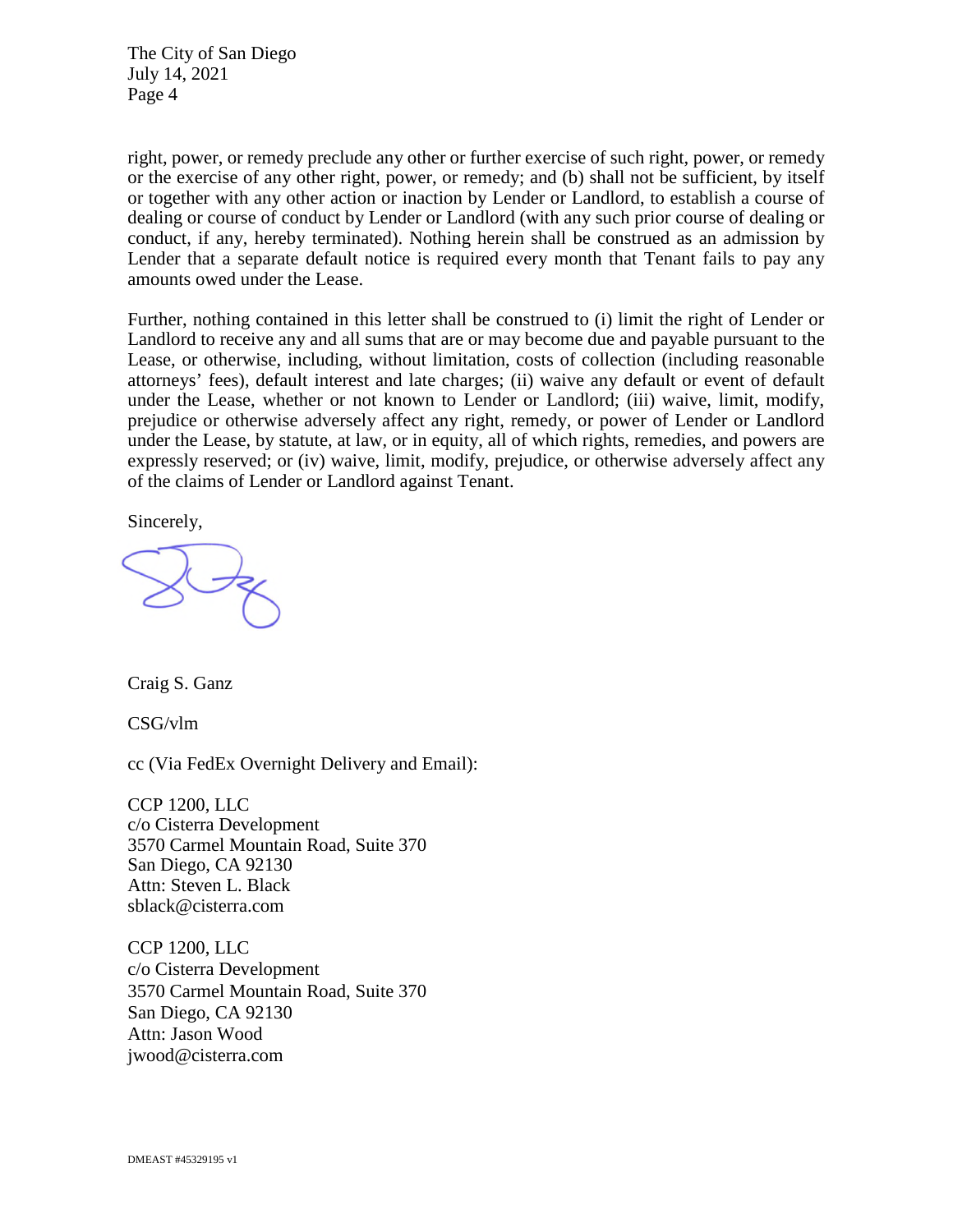right, power, or remedy preclude any other or further exercise of such right, power, or remedy or the exercise of any other right, power, or remedy; and (b) shall not be sufficient, by itself or together with any other action or inaction by Lender or Landlord, to establish a course of dealing or course of conduct by Lender or Landlord (with any such prior course of dealing or conduct, if any, hereby terminated). Nothing herein shall be construed as an admission by Lender that a separate default notice is required every month that Tenant fails to pay any amounts owed under the Lease.

Further, nothing contained in this letter shall be construed to (i) limit the right of Lender or Landlord to receive any and all sums that are or may become due and payable pursuant to the Lease, or otherwise, including, without limitation, costs of collection (including reasonable attorneys' fees), default interest and late charges; (ii) waive any default or event of default under the Lease, whether or not known to Lender or Landlord; (iii) waive, limit, modify, prejudice or otherwise adversely affect any right, remedy, or power of Lender or Landlord under the Lease, by statute, at law, or in equity, all of which rights, remedies, and powers are expressly reserved; or (iv) waive, limit, modify, prejudice, or otherwise adversely affect any of the claims of Lender or Landlord against Tenant.

Sincerely,

Craig S. Ganz

CSG/vlm

cc (Via FedEx Overnight Delivery and Email):

CCP 1200, LLC
c/o Cisterra Development
3570 Carmel Mountain Road, Suite 370
San Diego, CA 92130
Attn: Steven L. Black
sblack@cisterra.com

CCP 1200, LLC
c/o Cisterra Development
3570 Carmel Mountain Road, Suite 370
San Diego, CA 92130
Attn: Jason Wood
jwood@cisterra.com

DMEAST #45329195 v1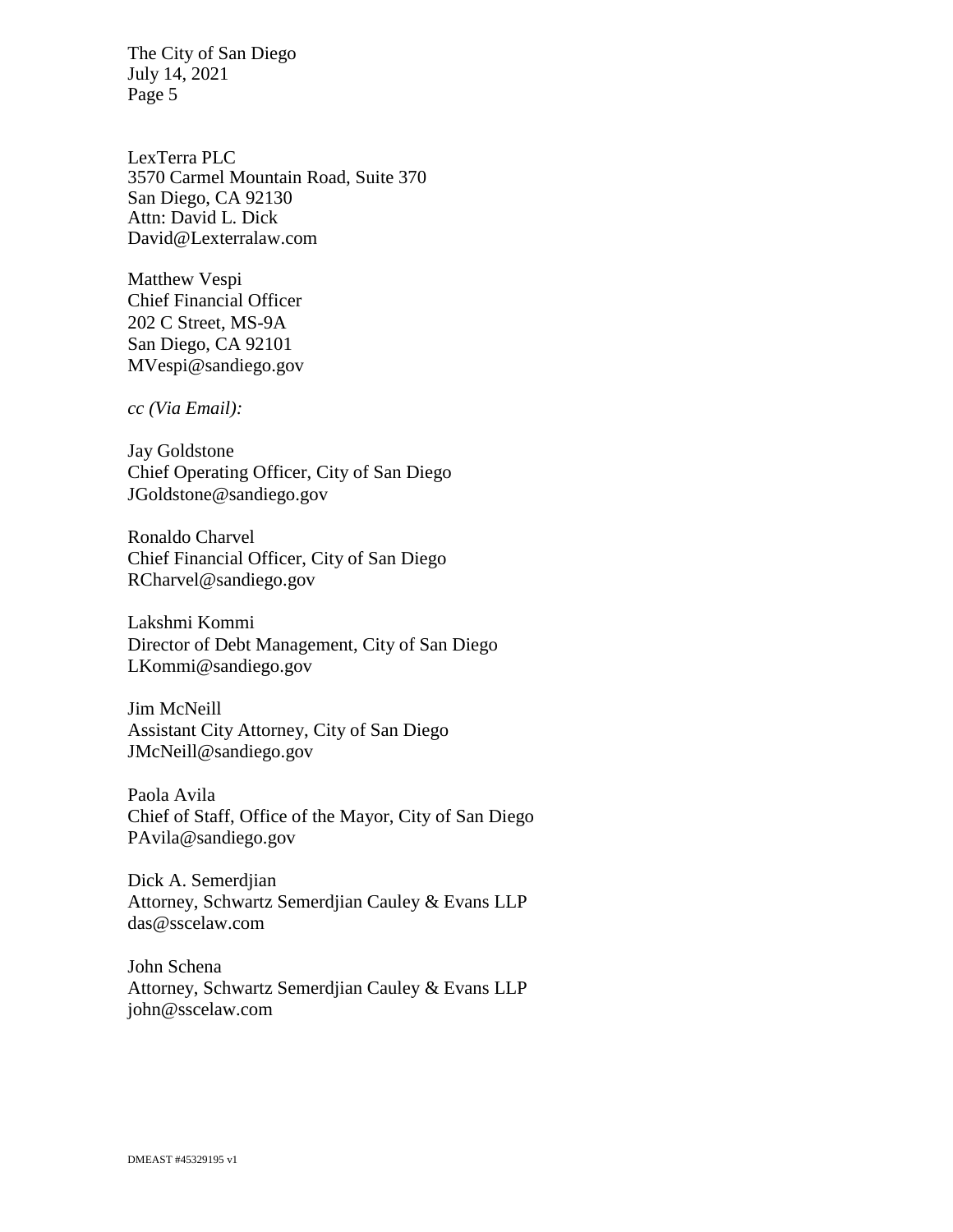LexTerra PLC
3570 Carmel Mountain Road, Suite 370
San Diego, CA 92130
Attn: David L. Dick
David@Lexterralaw.com

Matthew Vespi
Chief Financial Officer
202 C Street, MS-9A
San Diego, CA 92101
MVespi@sandiego.gov

*cc (Via Email):*

Jay Goldstone
Chief Operating Officer, City of San Diego
JGoldstone@sandiego.gov

Ronaldo Charvel
Chief Financial Officer, City of San Diego
RCharvel@sandiego.gov

Lakshmi Kommi
Director of Debt Management, City of San Diego
LKommi@sandiego.gov

Jim McNeill
Assistant City Attorney, City of San Diego
JMcNeill@sandiego.gov

Paola Avila
Chief of Staff, Office of the Mayor, City of San Diego
PAvila@sandiego.gov

Dick A. Semerdjian
Attorney, Schwartz Semerdjian Cauley & Evans LLP
das@sscelaw.com

John Schena
Attorney, Schwartz Semerdjian Cauley & Evans LLP
john@sscelaw.com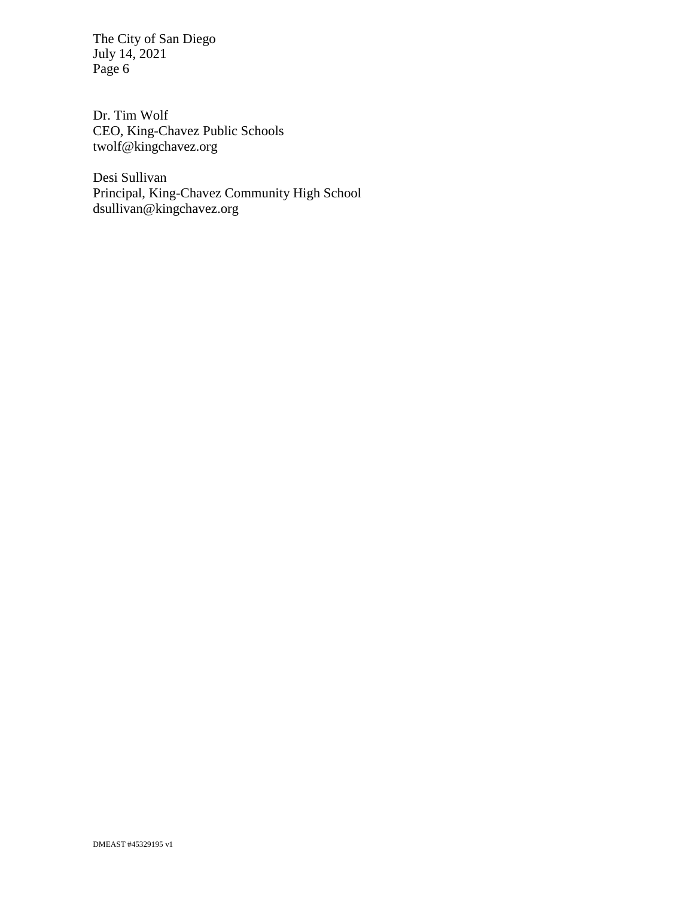Dr. Tim Wolf
CEO, King-Chavez Public Schools
twolf@kingchavez.org

Desi Sullivan
Principal, King-Chavez Community High School
dsullivan@kingchavez.org